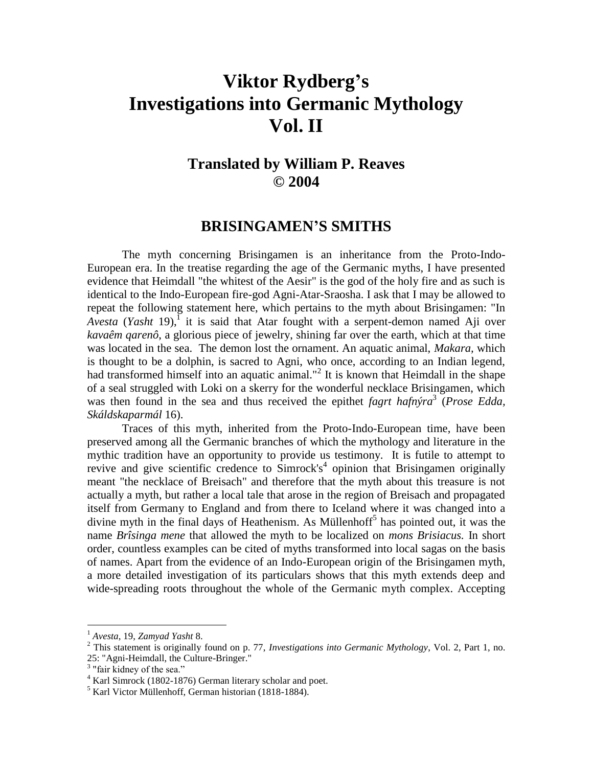# Viktor Rydberg's Investigations into Germanic Mythology Vol. II

## Translated by William P. Reaves © 2004

## BRISINGAMEN'S SMITHS

The myth concerning Brisingamen is an inheritance from the Proto-Indo-European era. In the treatise regarding the age of the Germanic myths, I have presented evidence that Heimdall "the whitest of the Aesir" is the god of the holy fire and as such is identical to the Indo-European fire-god Agni-Atar-Sraosha. I ask that I may be allowed to repeat the following statement here, which pertains to the myth about Brisingamen: "In *Avesta* (*Yasht* 19),[1] it is said that Atar fought with a serpent-demon named Aji over *kavaêm qarenô*, a glorious piece of jewelry, shining far over the earth, which at that time was located in the sea. The demon lost the ornament. An aquatic animal, *Makara*, which is thought to be a dolphin, is sacred to Agni, who once, according to an Indian legend, had transformed himself into an aquatic animal."[2] It is known that Heimdall in the shape of a seal struggled with Loki on a skerry for the wonderful necklace Brisingamen, which was then found in the sea and thus received the epithet *fagrt hafnýra*[3] (*Prose Edda*, *Skáldskaparmál* 16).

Traces of this myth, inherited from the Proto-Indo-European time, have been preserved among all the Germanic branches of which the mythology and literature in the mythic tradition have an opportunity to provide us testimony. It is futile to attempt to revive and give scientific credence to Simrock's[4] opinion that Brisingamen originally meant "the necklace of Breisach" and therefore that the myth about this treasure is not actually a myth, but rather a local tale that arose in the region of Breisach and propagated itself from Germany to England and from there to Iceland where it was changed into a divine myth in the final days of Heathenism. As Müllenhoff[5] has pointed out, it was the name *Brîsinga mene* that allowed the myth to be localized on *mons Brisiacus.* In short order, countless examples can be cited of myths transformed into local sagas on the basis of names. Apart from the evidence of an Indo-European origin of the Brisingamen myth, a more detailed investigation of its particulars shows that this myth extends deep and wide-spreading roots throughout the whole of the Germanic myth complex. Accepting

---

[1] *Avesta*, 19, *Zamyad Yasht* 8.

[2] This statement is originally found on p. 77, *Investigations into Germanic Mythology*, Vol. 2, Part 1, no. 25: "Agni-Heimdall, the Culture-Bringer."

[3] "fair kidney of the sea."

[4] Karl Simrock (1802-1876) German literary scholar and poet.

[5] Karl Victor Müllenhoff, German historian (1818-1884).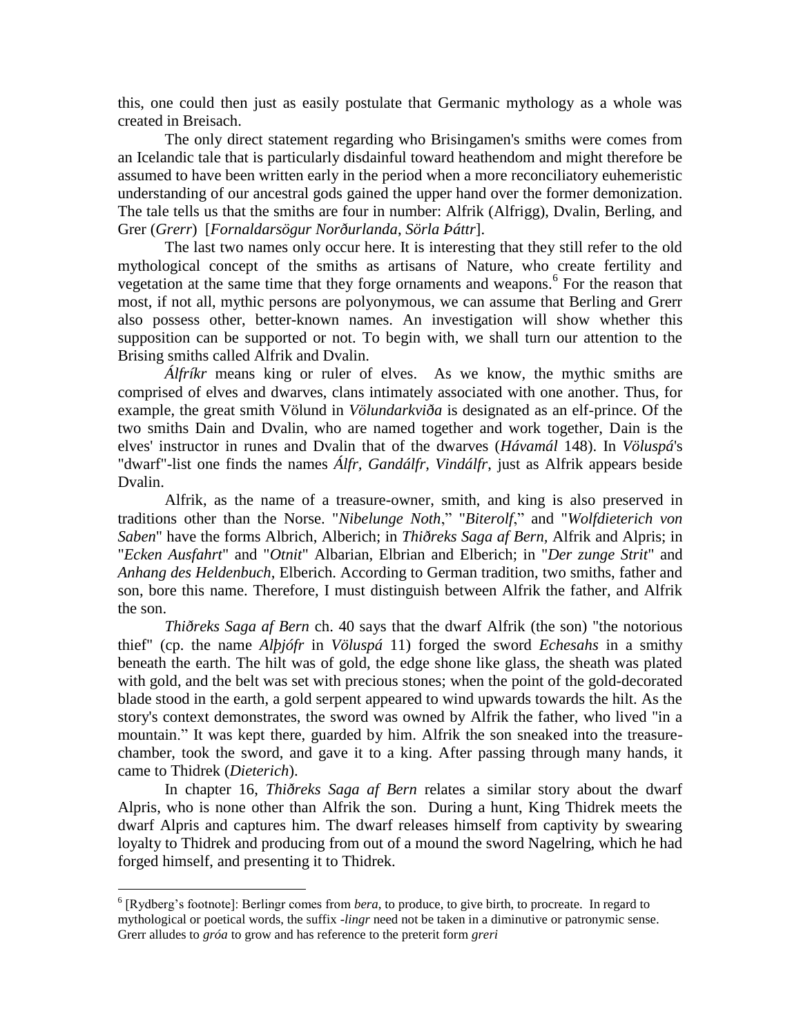this, one could then just as easily postulate that Germanic mythology as a whole was created in Breisach.

The only direct statement regarding who Brisingamen's smiths were comes from an Icelandic tale that is particularly disdainful toward heathendom and might therefore be assumed to have been written early in the period when a more reconciliatory euhemeristic understanding of our ancestral gods gained the upper hand over the former demonization. The tale tells us that the smiths are four in number: Alfrik (Alfrigg), Dvalin, Berling, and Grer (*Grerr*) [*Fornaldarsögur Norðurlanda*, *Sörla Þáttr*].

The last two names only occur here. It is interesting that they still refer to the old mythological concept of the smiths as artisans of Nature, who create fertility and vegetation at the same time that they forge ornaments and weapons.[6] For the reason that most, if not all, mythic persons are polyonymous, we can assume that Berling and Grerr also possess other, better-known names. An investigation will show whether this supposition can be supported or not. To begin with, we shall turn our attention to the Brising smiths called Alfrik and Dvalin.

*Álfríkr* means king or ruler of elves. As we know, the mythic smiths are comprised of elves and dwarves, clans intimately associated with one another. Thus, for example, the great smith Völund in *Völundarkviða* is designated as an elf-prince. Of the two smiths Dain and Dvalin, who are named together and work together, Dain is the elves' instructor in runes and Dvalin that of the dwarves (*Hávamál* 148). In *Völuspá*'s "dwarf"-list one finds the names *Álfr, Gandálfr, Vindálfr*, just as Alfrik appears beside Dvalin.

Alfrik, as the name of a treasure-owner, smith, and king is also preserved in traditions other than the Norse. "*Nibelunge Noth*," "*Biterolf*," and "*Wolfdieterich von Saben*" have the forms Albrich, Alberich; in *Thiðreks Saga af Bern*, Alfrik and Alpris; in "*Ecken Ausfahrt*" and "*Otnit*" Albarian, Elbrian and Elberich; in "*Der zunge Strit*" and *Anhang des Heldenbuch*, Elberich. According to German tradition, two smiths, father and son, bore this name. Therefore, I must distinguish between Alfrik the father, and Alfrik the son.

*Thiðreks Saga af Bern* ch. 40 says that the dwarf Alfrik (the son) "the notorious thief" (cp. the name *Alþjófr* in *Völuspá* 11) forged the sword *Echesahs* in a smithy beneath the earth. The hilt was of gold, the edge shone like glass, the sheath was plated with gold, and the belt was set with precious stones; when the point of the gold-decorated blade stood in the earth, a gold serpent appeared to wind upwards towards the hilt. As the story's context demonstrates, the sword was owned by Alfrik the father, who lived "in a mountain." It was kept there, guarded by him. Alfrik the son sneaked into the treasure-chamber, took the sword, and gave it to a king. After passing through many hands, it came to Thidrek (*Dieterich*).

In chapter 16, *Thiðreks Saga af Bern* relates a similar story about the dwarf Alpris, who is none other than Alfrik the son. During a hunt, King Thidrek meets the dwarf Alpris and captures him. The dwarf releases himself from captivity by swearing loyalty to Thidrek and producing from out of a mound the sword Nagelring, which he had forged himself, and presenting it to Thidrek.

---

[6] [Rydberg's footnote]: Berlingr comes from *bera*, to produce, to give birth, to procreate. In regard to mythological or poetical words, the suffix *-lingr* need not be taken in a diminutive or patronymic sense. Grerr alludes to *gróa* to grow and has reference to the preterit form *greri*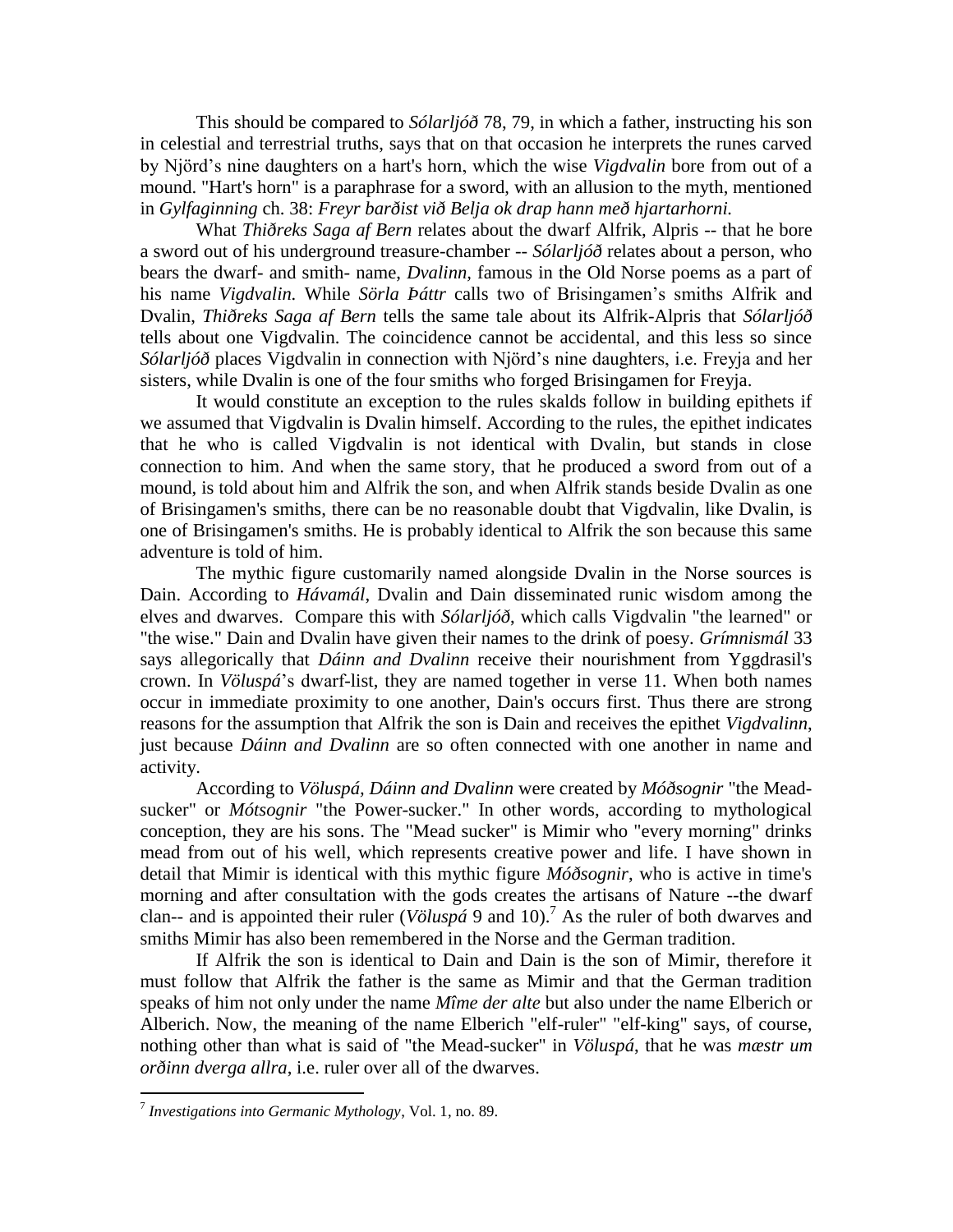This should be compared to *Sólarljóð* 78, 79, in which a father, instructing his son in celestial and terrestrial truths, says that on that occasion he interprets the runes carved by Njörd's nine daughters on a hart's horn, which the wise *Vigdvalin* bore from out of a mound. "Hart's horn" is a paraphrase for a sword, with an allusion to the myth, mentioned in *Gylfaginning* ch. 38: *Freyr barðist við Belja ok drap hann með hjartarhorni.*

What *Thiðreks Saga af Bern* relates about the dwarf Alfrik, Alpris -- that he bore a sword out of his underground treasure-chamber -- *Sólarljóð* relates about a person, who bears the dwarf- and smith- name, *Dvalinn,* famous in the Old Norse poems as a part of his name *Vigdvalin.* While *Sörla Þáttr* calls two of Brisingamen's smiths Alfrik and Dvalin, *Thiðreks Saga af Bern* tells the same tale about its Alfrik-Alpris that *Sólarljóð* tells about one Vigdvalin. The coincidence cannot be accidental, and this less so since *Sólarljóð* places Vigdvalin in connection with Njörd's nine daughters, i.e. Freyja and her sisters, while Dvalin is one of the four smiths who forged Brisingamen for Freyja.

It would constitute an exception to the rules skalds follow in building epithets if we assumed that Vigdvalin is Dvalin himself. According to the rules, the epithet indicates that he who is called Vigdvalin is not identical with Dvalin, but stands in close connection to him. And when the same story, that he produced a sword from out of a mound, is told about him and Alfrik the son, and when Alfrik stands beside Dvalin as one of Brisingamen's smiths, there can be no reasonable doubt that Vigdvalin, like Dvalin, is one of Brisingamen's smiths. He is probably identical to Alfrik the son because this same adventure is told of him.

The mythic figure customarily named alongside Dvalin in the Norse sources is Dain. According to *Hávamál*, Dvalin and Dain disseminated runic wisdom among the elves and dwarves. Compare this with *Sólarljóð*, which calls Vigdvalin "the learned" or "the wise." Dain and Dvalin have given their names to the drink of poesy. *Grímnismál* 33 says allegorically that *Dáinn and Dvalinn* receive their nourishment from Yggdrasil's crown. In *Völuspá*'s dwarf-list, they are named together in verse 11. When both names occur in immediate proximity to one another, Dain's occurs first. Thus there are strong reasons for the assumption that Alfrik the son is Dain and receives the epithet *Vigdvalinn*, just because *Dáinn and Dvalinn* are so often connected with one another in name and activity.

According to *Völuspá*, *Dáinn and Dvalinn* were created by *Móðsognir* "the Mead-sucker" or *Mótsognir* "the Power-sucker." In other words, according to mythological conception, they are his sons. The "Mead sucker" is Mimir who "every morning" drinks mead from out of his well, which represents creative power and life. I have shown in detail that Mimir is identical with this mythic figure *Móðsognir*, who is active in time's morning and after consultation with the gods creates the artisans of Nature --the dwarf clan-- and is appointed their ruler (*Völuspá* 9 and 10).[7] As the ruler of both dwarves and smiths Mimir has also been remembered in the Norse and the German tradition.

If Alfrik the son is identical to Dain and Dain is the son of Mimir, therefore it must follow that Alfrik the father is the same as Mimir and that the German tradition speaks of him not only under the name *Mîme der alte* but also under the name Elberich or Alberich. Now, the meaning of the name Elberich "elf-ruler" "elf-king" says, of course, nothing other than what is said of "the Mead-sucker" in *Völuspá*, that he was *mæstr um orðinn dverga allra*, i.e. ruler over all of the dwarves.

---

[7] *Investigations into Germanic Mythology*, Vol. 1, no. 89.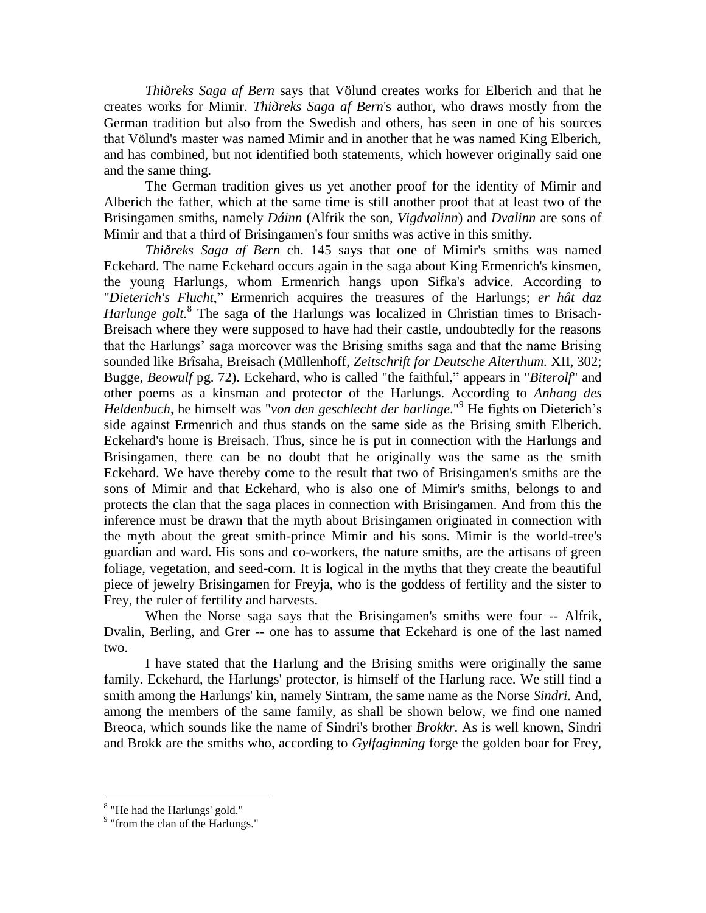*Thiðreks Saga af Bern* says that Völund creates works for Elberich and that he creates works for Mimir. *Thiðreks Saga af Bern*'s author, who draws mostly from the German tradition but also from the Swedish and others, has seen in one of his sources that Völund's master was named Mimir and in another that he was named King Elberich, and has combined, but not identified both statements, which however originally said one and the same thing.

The German tradition gives us yet another proof for the identity of Mimir and Alberich the father, which at the same time is still another proof that at least two of the Brisingamen smiths, namely *Dáinn* (Alfrik the son, *Vigdvalinn*) and *Dvalinn* are sons of Mimir and that a third of Brisingamen's four smiths was active in this smithy.

*Thiðreks Saga af Bern* ch. 145 says that one of Mimir's smiths was named Eckehard. The name Eckehard occurs again in the saga about King Ermenrich's kinsmen, the young Harlungs, whom Ermenrich hangs upon Sifka's advice. According to "*Dieterich's Flucht*," Ermenrich acquires the treasures of the Harlungs; *er hât daz Harlunge golt.*[8] The saga of the Harlungs was localized in Christian times to Brisach-Breisach where they were supposed to have had their castle, undoubtedly for the reasons that the Harlungs' saga moreover was the Brising smiths saga and that the name Brising sounded like Brîsaha, Breisach (Müllenhoff, *Zeitschrift for Deutsche Alterthum.* XII, 302; Bugge, *Beowulf* pg. 72). Eckehard, who is called "the faithful," appears in "*Biterolf*" and other poems as a kinsman and protector of the Harlungs. According to *Anhang des Heldenbuch*, he himself was "*von den geschlecht der harlinge*."[9] He fights on Dieterich's side against Ermenrich and thus stands on the same side as the Brising smith Elberich. Eckehard's home is Breisach. Thus, since he is put in connection with the Harlungs and Brisingamen, there can be no doubt that he originally was the same as the smith Eckehard. We have thereby come to the result that two of Brisingamen's smiths are the sons of Mimir and that Eckehard, who is also one of Mimir's smiths, belongs to and protects the clan that the saga places in connection with Brisingamen. And from this the inference must be drawn that the myth about Brisingamen originated in connection with the myth about the great smith-prince Mimir and his sons. Mimir is the world-tree's guardian and ward. His sons and co-workers, the nature smiths, are the artisans of green foliage, vegetation, and seed-corn. It is logical in the myths that they create the beautiful piece of jewelry Brisingamen for Freyja, who is the goddess of fertility and the sister to Frey, the ruler of fertility and harvests.

When the Norse saga says that the Brisingamen's smiths were four -- Alfrik, Dvalin, Berling, and Grer -- one has to assume that Eckehard is one of the last named two.

I have stated that the Harlung and the Brising smiths were originally the same family. Eckehard, the Harlungs' protector, is himself of the Harlung race. We still find a smith among the Harlungs' kin, namely Sintram, the same name as the Norse *Sindri*. And, among the members of the same family, as shall be shown below, we find one named Breoca, which sounds like the name of Sindri's brother *Brokkr*. As is well known, Sindri and Brokk are the smiths who, according to *Gylfaginning* forge the golden boar for Frey,

---

[8] "He had the Harlungs' gold."

[9] "from the clan of the Harlungs."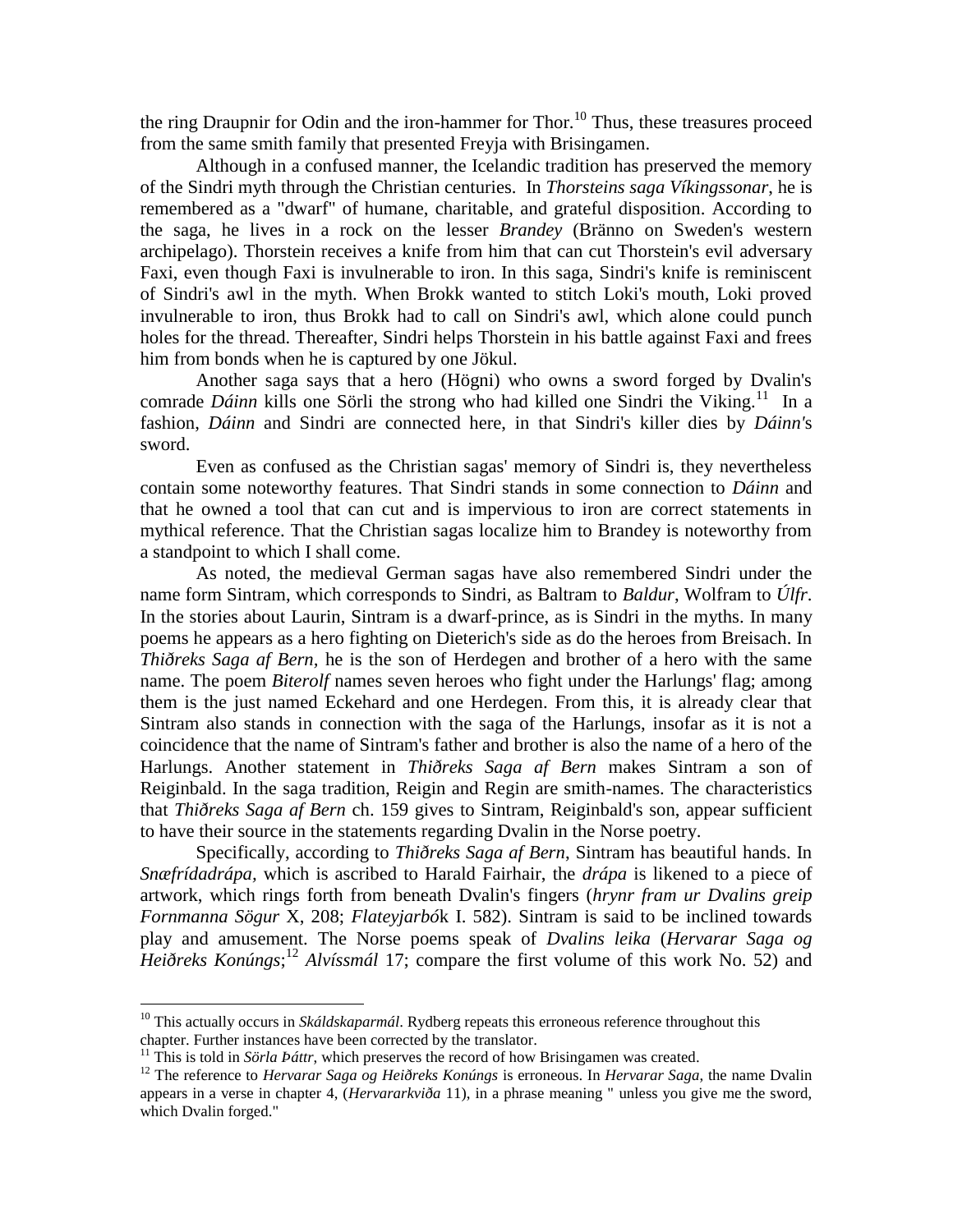the ring Draupnir for Odin and the iron-hammer for Thor.[10] Thus, these treasures proceed from the same smith family that presented Freyja with Brisingamen.

Although in a confused manner, the Icelandic tradition has preserved the memory of the Sindri myth through the Christian centuries. In *Thorsteins saga Víkingssonar*, he is remembered as a "dwarf" of humane, charitable, and grateful disposition. According to the saga, he lives in a rock on the lesser *Brandey* (Bränno on Sweden's western archipelago). Thorstein receives a knife from him that can cut Thorstein's evil adversary Faxi, even though Faxi is invulnerable to iron. In this saga, Sindri's knife is reminiscent of Sindri's awl in the myth. When Brokk wanted to stitch Loki's mouth, Loki proved invulnerable to iron, thus Brokk had to call on Sindri's awl, which alone could punch holes for the thread. Thereafter, Sindri helps Thorstein in his battle against Faxi and frees him from bonds when he is captured by one Jökul.

Another saga says that a hero (Högni) who owns a sword forged by Dvalin's comrade *Dáinn* kills one Sörli the strong who had killed one Sindri the Viking.[11] In a fashion, *Dáinn* and Sindri are connected here, in that Sindri's killer dies by *Dáinn*'s sword.

Even as confused as the Christian sagas' memory of Sindri is, they nevertheless contain some noteworthy features. That Sindri stands in some connection to *Dáinn* and that he owned a tool that can cut and is impervious to iron are correct statements in mythical reference. That the Christian sagas localize him to Brandey is noteworthy from a standpoint to which I shall come.

As noted, the medieval German sagas have also remembered Sindri under the name form Sintram, which corresponds to Sindri, as Baltram to *Baldur*, Wolfram to *Úlfr*. In the stories about Laurin, Sintram is a dwarf-prince, as is Sindri in the myths. In many poems he appears as a hero fighting on Dieterich's side as do the heroes from Breisach. In *Thiðreks Saga af Bern*, he is the son of Herdegen and brother of a hero with the same name. The poem *Biterolf* names seven heroes who fight under the Harlungs' flag; among them is the just named Eckehard and one Herdegen. From this, it is already clear that Sintram also stands in connection with the saga of the Harlungs, insofar as it is not a coincidence that the name of Sintram's father and brother is also the name of a hero of the Harlungs. Another statement in *Thiðreks Saga af Bern* makes Sintram a son of Reiginbald. In the saga tradition, Reigin and Regin are smith-names. The characteristics that *Thiðreks Saga af Bern* ch. 159 gives to Sintram, Reiginbald's son, appear sufficient to have their source in the statements regarding Dvalin in the Norse poetry.

Specifically, according to *Thiðreks Saga af Bern*, Sintram has beautiful hands. In *Snæfrídadrápa*, which is ascribed to Harald Fairhair, the *drápa* is likened to a piece of artwork, which rings forth from beneath Dvalin's fingers (*hrynr fram ur Dvalins greip Fornmanna Sögur* X, 208; *Flateyjarbó*k I. 582). Sintram is said to be inclined towards play and amusement. The Norse poems speak of *Dvalins leika* (*Hervarar Saga og Heiðreks Konúngs*;[12] *Alvíssmál* 17; compare the first volume of this work No. 52) and

---

[10] This actually occurs in *Skáldskaparmál*. Rydberg repeats this erroneous reference throughout this chapter. Further instances have been corrected by the translator.

[11] This is told in *Sörla Þáttr*, which preserves the record of how Brisingamen was created.

[12] The reference to *Hervarar Saga og Heiðreks Konúngs* is erroneous. In *Hervarar Saga*, the name Dvalin appears in a verse in chapter 4, (*Hervararkviða* 11), in a phrase meaning " unless you give me the sword, which Dvalin forged."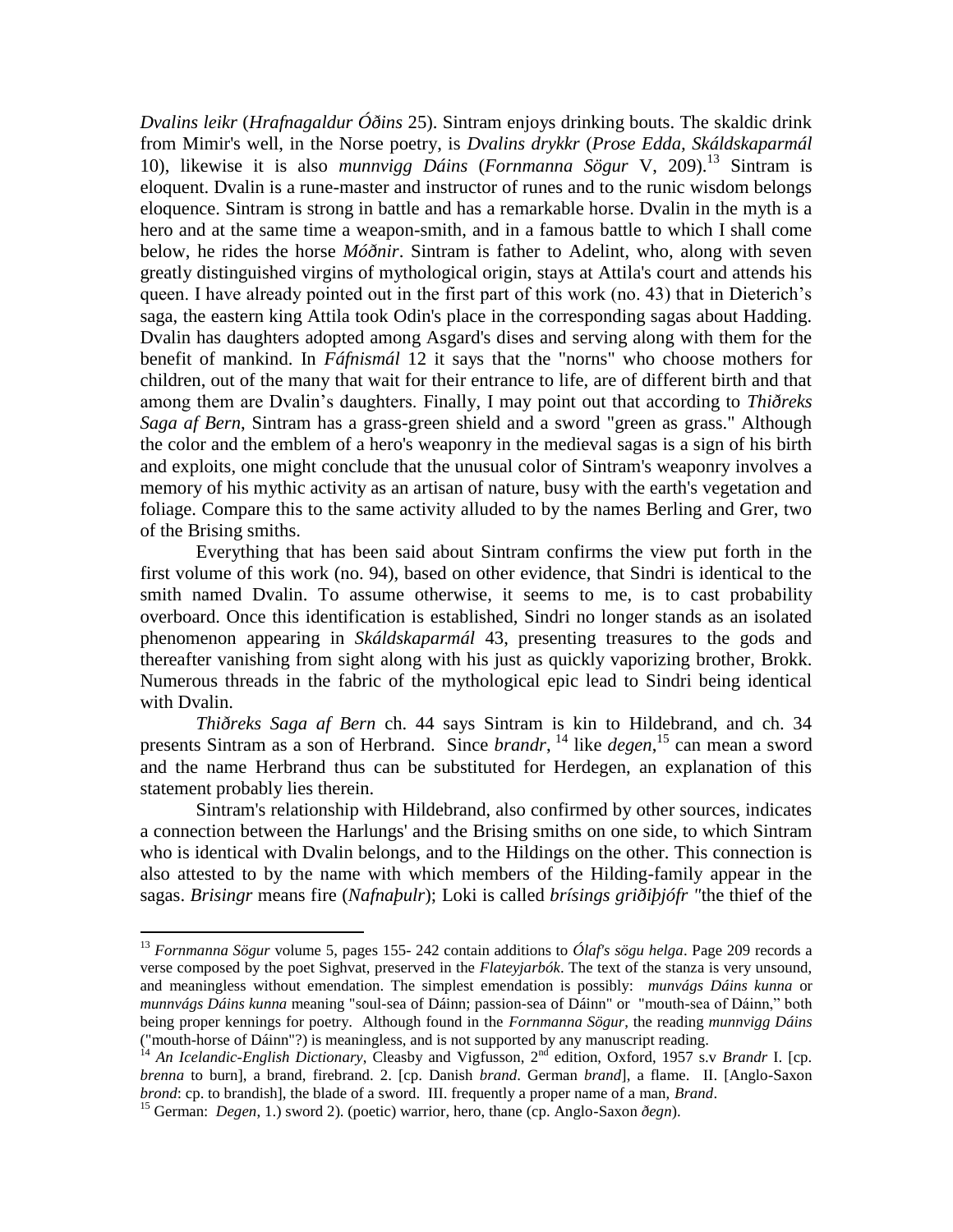*Dvalins leikr* (*Hrafnagaldur Óðins* 25). Sintram enjoys drinking bouts. The skaldic drink from Mimir's well, in the Norse poetry, is *Dvalins drykkr* (*Prose Edda, Skáldskaparmál* 10), likewise it is also *munnvigg Dáins* (*Fornmanna Sögur* V, 209).[13] Sintram is eloquent. Dvalin is a rune-master and instructor of runes and to the runic wisdom belongs eloquence. Sintram is strong in battle and has a remarkable horse. Dvalin in the myth is a hero and at the same time a weapon-smith, and in a famous battle to which I shall come below, he rides the horse *Móðnir*. Sintram is father to Adelint, who, along with seven greatly distinguished virgins of mythological origin, stays at Attila's court and attends his queen. I have already pointed out in the first part of this work (no. 43) that in Dieterich's saga, the eastern king Attila took Odin's place in the corresponding sagas about Hadding. Dvalin has daughters adopted among Asgard's dises and serving along with them for the benefit of mankind. In *Fáfnismál* 12 it says that the "norns" who choose mothers for children, out of the many that wait for their entrance to life, are of different birth and that among them are Dvalin's daughters. Finally, I may point out that according to *Thiðreks Saga af Bern*, Sintram has a grass-green shield and a sword "green as grass." Although the color and the emblem of a hero's weaponry in the medieval sagas is a sign of his birth and exploits, one might conclude that the unusual color of Sintram's weaponry involves a memory of his mythic activity as an artisan of nature, busy with the earth's vegetation and foliage. Compare this to the same activity alluded to by the names Berling and Grer, two of the Brising smiths.

Everything that has been said about Sintram confirms the view put forth in the first volume of this work (no. 94), based on other evidence, that Sindri is identical to the smith named Dvalin. To assume otherwise, it seems to me, is to cast probability overboard. Once this identification is established, Sindri no longer stands as an isolated phenomenon appearing in *Skáldskaparmál* 43, presenting treasures to the gods and thereafter vanishing from sight along with his just as quickly vaporizing brother, Brokk. Numerous threads in the fabric of the mythological epic lead to Sindri being identical with Dvalin.

*Thiðreks Saga af Bern* ch. 44 says Sintram is kin to Hildebrand, and ch. 34 presents Sintram as a son of Herbrand. Since *brandr*,[14] like *degen*,[15] can mean a sword and the name Herbrand thus can be substituted for Herdegen, an explanation of this statement probably lies therein.

Sintram's relationship with Hildebrand, also confirmed by other sources, indicates a connection between the Harlungs' and the Brising smiths on one side, to which Sintram who is identical with Dvalin belongs, and to the Hildings on the other. This connection is also attested to by the name with which members of the Hilding-family appear in the sagas. *Brisingr* means fire (*Nafnaþulr*); Loki is called *brísings griðiþjófr* "the thief of the

---

[13] *Fornmanna Sögur* volume 5, pages 155- 242 contain additions to *Ólaf's sögu helga*. Page 209 records a verse composed by the poet Sighvat, preserved in the *Flateyjarbók*. The text of the stanza is very unsound, and meaningless without emendation. The simplest emendation is possibly: *munvágs Dáins kunna* or *munnvágs Dáins kunna* meaning "soul-sea of Dáinn; passion-sea of Dáinn" or "mouth-sea of Dáinn," both being proper kennings for poetry. Although found in the *Fornmanna Sögur*, the reading *munnvigg Dáins* ("mouth-horse of Dáinn"?) is meaningless, and is not supported by any manuscript reading.

[14] *An Icelandic-English Dictionary,* Cleasby and Vigfusson, 2nd edition, Oxford, 1957 s.v *Brandr* I. [cp. *brenna* to burn], a brand, firebrand. 2. [cp. Danish *brand*. German *brand*], a flame. II. [Anglo-Saxon *brond*: cp. to brandish], the blade of a sword. III. frequently a proper name of a man, *Brand*.

[15] German: *Degen*, 1.) sword 2). (poetic) warrior, hero, thane (cp. Anglo-Saxon *ðegn*).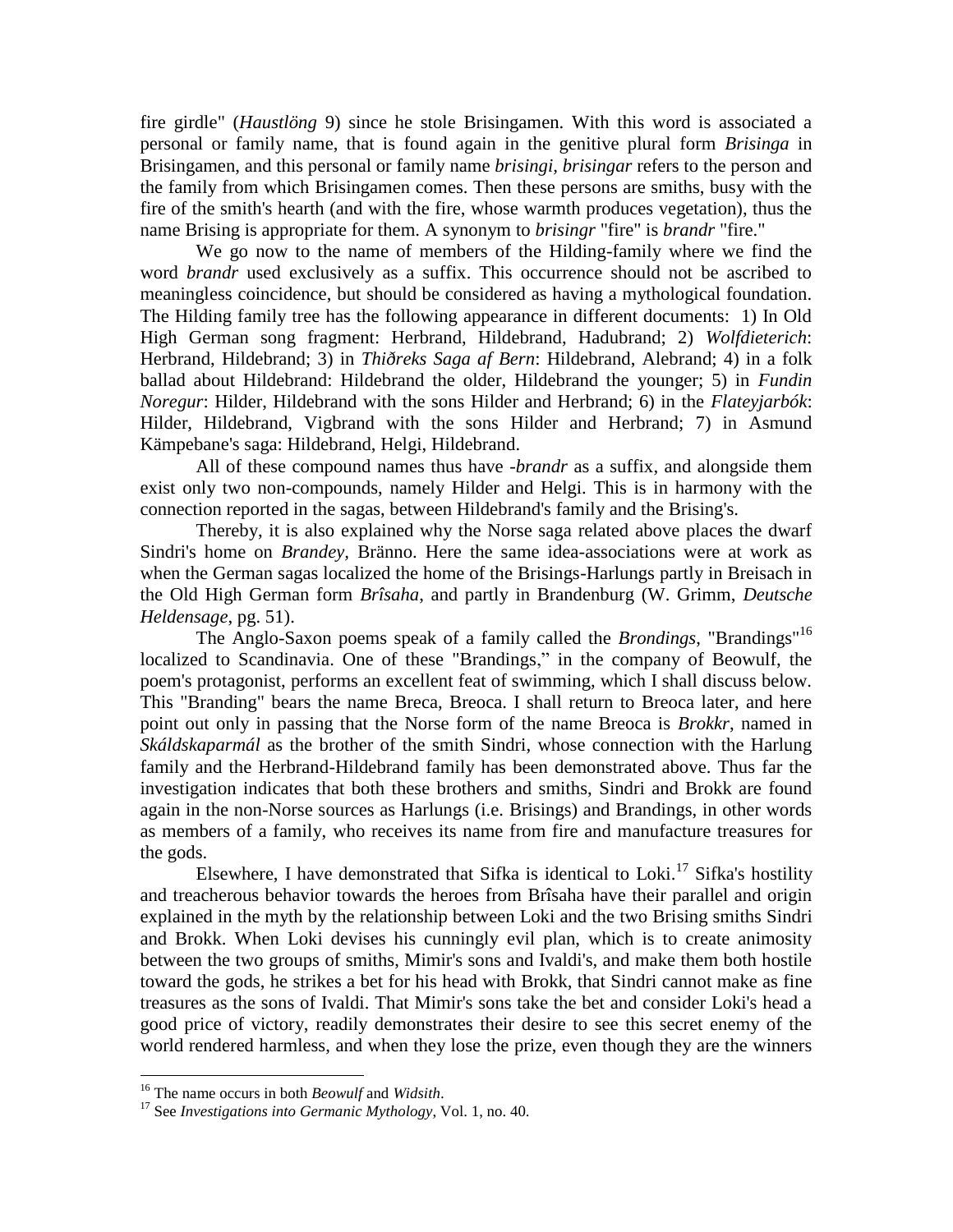fire girdle" (*Haustlöng* 9) since he stole Brisingamen. With this word is associated a personal or family name, that is found again in the genitive plural form *Brisinga* in Brisingamen, and this personal or family name *brisingi, brisingar* refers to the person and the family from which Brisingamen comes. Then these persons are smiths, busy with the fire of the smith's hearth (and with the fire, whose warmth produces vegetation), thus the name Brising is appropriate for them. A synonym to *brisingr* "fire" is *brandr* "fire."

We go now to the name of members of the Hilding-family where we find the word *brandr* used exclusively as a suffix. This occurrence should not be ascribed to meaningless coincidence, but should be considered as having a mythological foundation. The Hilding family tree has the following appearance in different documents: 1) In Old High German song fragment: Herbrand, Hildebrand, Hadubrand; 2) *Wolfdieterich*: Herbrand, Hildebrand; 3) in *Thiðreks Saga af Bern*: Hildebrand, Alebrand; 4) in a folk ballad about Hildebrand: Hildebrand the older, Hildebrand the younger; 5) in *Fundin Noregur*: Hilder, Hildebrand with the sons Hilder and Herbrand; 6) in the *Flateyjarbók*: Hilder, Hildebrand, Vigbrand with the sons Hilder and Herbrand; 7) in Asmund Kämpebane's saga: Hildebrand, Helgi, Hildebrand.

All of these compound names thus have *-brandr* as a suffix, and alongside them exist only two non-compounds, namely Hilder and Helgi. This is in harmony with the connection reported in the sagas, between Hildebrand's family and the Brising's.

Thereby, it is also explained why the Norse saga related above places the dwarf Sindri's home on *Brandey*, Bränno. Here the same idea-associations were at work as when the German sagas localized the home of the Brisings-Harlungs partly in Breisach in the Old High German form *Brîsaha*, and partly in Brandenburg (W. Grimm, *Deutsche Heldensage*, pg. 51).

The Anglo-Saxon poems speak of a family called the *Brondings*, "Brandings"[16] localized to Scandinavia. One of these "Brandings," in the company of Beowulf, the poem's protagonist, performs an excellent feat of swimming, which I shall discuss below. This "Branding" bears the name Breca, Breoca. I shall return to Breoca later, and here point out only in passing that the Norse form of the name Breoca is *Brokkr*, named in *Skáldskaparmál* as the brother of the smith Sindri, whose connection with the Harlung family and the Herbrand-Hildebrand family has been demonstrated above. Thus far the investigation indicates that both these brothers and smiths, Sindri and Brokk are found again in the non-Norse sources as Harlungs (i.e. Brisings) and Brandings, in other words as members of a family, who receives its name from fire and manufacture treasures for the gods.

Elsewhere, I have demonstrated that Sifka is identical to Loki.[17] Sifka's hostility and treacherous behavior towards the heroes from Brîsaha have their parallel and origin explained in the myth by the relationship between Loki and the two Brising smiths Sindri and Brokk. When Loki devises his cunningly evil plan, which is to create animosity between the two groups of smiths, Mimir's sons and Ivaldi's, and make them both hostile toward the gods, he strikes a bet for his head with Brokk, that Sindri cannot make as fine treasures as the sons of Ivaldi. That Mimir's sons take the bet and consider Loki's head a good price of victory, readily demonstrates their desire to see this secret enemy of the world rendered harmless, and when they lose the prize, even though they are the winners

---

[16] The name occurs in both *Beowulf* and *Widsith*.

[17] See *Investigations into Germanic Mythology*, Vol. 1, no. 40.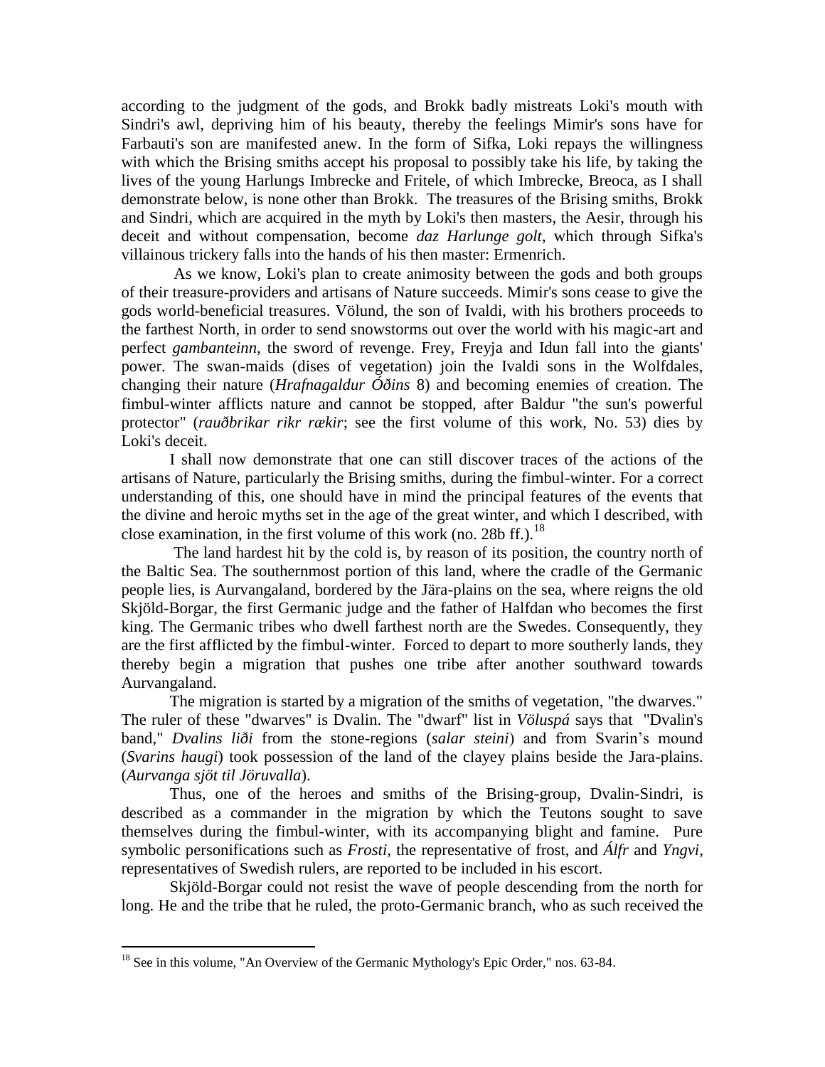according to the judgment of the gods, and Brokk badly mistreats Loki's mouth with Sindri's awl, depriving him of his beauty, thereby the feelings Mimir's sons have for Farbauti's son are manifested anew. In the form of Sifka, Loki repays the willingness with which the Brising smiths accept his proposal to possibly take his life, by taking the lives of the young Harlungs Imbrecke and Fritele, of which Imbrecke, Breoca, as I shall demonstrate below, is none other than Brokk. The treasures of the Brising smiths, Brokk and Sindri, which are acquired in the myth by Loki's then masters, the Aesir, through his deceit and without compensation, become *daz Harlunge golt*, which through Sifka's villainous trickery falls into the hands of his then master: Ermenrich.

As we know, Loki's plan to create animosity between the gods and both groups of their treasure-providers and artisans of Nature succeeds. Mimir's sons cease to give the gods world-beneficial treasures. Völund, the son of Ivaldi, with his brothers proceeds to the farthest North, in order to send snowstorms out over the world with his magic-art and perfect *gambanteinn*, the sword of revenge. Frey, Freyja and Idun fall into the giants' power. The swan-maids (dises of vegetation) join the Ivaldi sons in the Wolfdales, changing their nature (*Hrafnagaldur Óðins* 8) and becoming enemies of creation. The fimbul-winter afflicts nature and cannot be stopped, after Baldur "the sun's powerful protector" (*rauðbrikar rikr rækir*; see the first volume of this work, No. 53) dies by Loki's deceit.

I shall now demonstrate that one can still discover traces of the actions of the artisans of Nature, particularly the Brising smiths, during the fimbul-winter. For a correct understanding of this, one should have in mind the principal features of the events that the divine and heroic myths set in the age of the great winter, and which I described, with close examination, in the first volume of this work (no. 28b ff.).[18]

The land hardest hit by the cold is, by reason of its position, the country north of the Baltic Sea. The southernmost portion of this land, where the cradle of the Germanic people lies, is Aurvangaland, bordered by the Jära-plains on the sea, where reigns the old Skjöld-Borgar, the first Germanic judge and the father of Halfdan who becomes the first king. The Germanic tribes who dwell farthest north are the Swedes. Consequently, they are the first afflicted by the fimbul-winter. Forced to depart to more southerly lands, they thereby begin a migration that pushes one tribe after another southward towards Aurvangaland.

The migration is started by a migration of the smiths of vegetation, "the dwarves." The ruler of these "dwarves" is Dvalin. The "dwarf" list in *Völuspá* says that "Dvalin's band," *Dvalins liði* from the stone-regions (*salar steini*) and from Svarin's mound (*Svarins haugi*) took possession of the land of the clayey plains beside the Jara-plains. (*Aurvanga sjöt til Jöruvalla*).

Thus, one of the heroes and smiths of the Brising-group, Dvalin-Sindri, is described as a commander in the migration by which the Teutons sought to save themselves during the fimbul-winter, with its accompanying blight and famine. Pure symbolic personifications such as *Frosti*, the representative of frost, and *Álfr* and *Yngvi*, representatives of Swedish rulers, are reported to be included in his escort.

Skjöld-Borgar could not resist the wave of people descending from the north for long. He and the tribe that he ruled, the proto-Germanic branch, who as such received the

---

[18] See in this volume, "An Overview of the Germanic Mythology's Epic Order," nos. 63-84.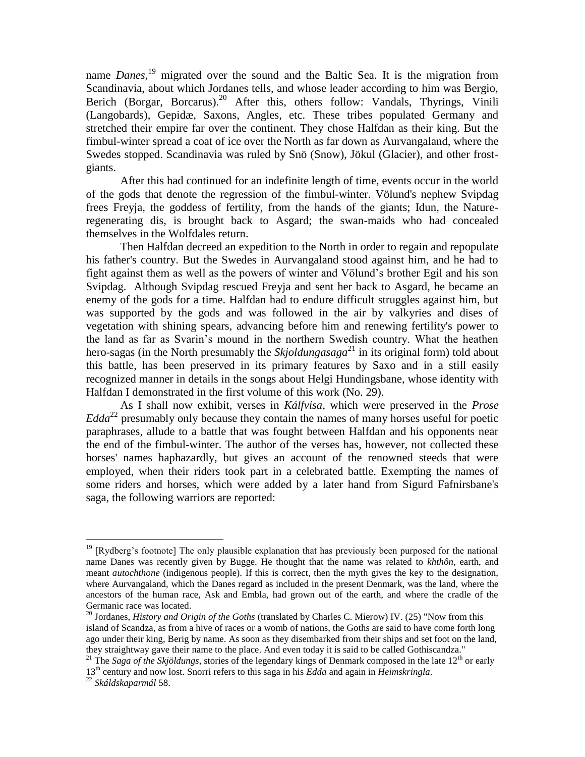name *Danes*,[19] migrated over the sound and the Baltic Sea. It is the migration from Scandinavia, about which Jordanes tells, and whose leader according to him was Bergio, Berich (Borgar, Borcarus).[20] After this, others follow: Vandals, Thyrings, Vinili (Langobards), Gepidæ, Saxons, Angles, etc. These tribes populated Germany and stretched their empire far over the continent. They chose Halfdan as their king. But the fimbul-winter spread a coat of ice over the North as far down as Aurvangaland, where the Swedes stopped. Scandinavia was ruled by Snö (Snow), Jökul (Glacier), and other frost-giants.

After this had continued for an indefinite length of time, events occur in the world of the gods that denote the regression of the fimbul-winter. Völund's nephew Svipdag frees Freyja, the goddess of fertility, from the hands of the giants; Idun, the Nature-regenerating dis, is brought back to Asgard; the swan-maids who had concealed themselves in the Wolfdales return.

Then Halfdan decreed an expedition to the North in order to regain and repopulate his father's country. But the Swedes in Aurvangaland stood against him, and he had to fight against them as well as the powers of winter and Völund's brother Egil and his son Svipdag. Although Svipdag rescued Freyja and sent her back to Asgard, he became an enemy of the gods for a time. Halfdan had to endure difficult struggles against him, but was supported by the gods and was followed in the air by valkyries and dises of vegetation with shining spears, advancing before him and renewing fertility's power to the land as far as Svarin's mound in the northern Swedish country. What the heathen hero-sagas (in the North presumably the *Skjoldungasaga*[21] in its original form) told about this battle, has been preserved in its primary features by Saxo and in a still easily recognized manner in details in the songs about Helgi Hundingsbane, whose identity with Halfdan I demonstrated in the first volume of this work (No. 29).

As I shall now exhibit, verses in *Kálfvisa*, which were preserved in the *Prose Edda*[22] presumably only because they contain the names of many horses useful for poetic paraphrases, allude to a battle that was fought between Halfdan and his opponents near the end of the fimbul-winter. The author of the verses has, however, not collected these horses' names haphazardly, but gives an account of the renowned steeds that were employed, when their riders took part in a celebrated battle. Exempting the names of some riders and horses, which were added by a later hand from Sigurd Fafnirsbane's saga, the following warriors are reported:

---

[19] [Rydberg's footnote] The only plausible explanation that has previously been purposed for the national name Danes was recently given by Bugge. He thought that the name was related to *khthôn*, earth, and meant *autochthone* (indigenous people). If this is correct, then the myth gives the key to the designation, where Aurvangaland, which the Danes regard as included in the present Denmark, was the land, where the ancestors of the human race, Ask and Embla, had grown out of the earth, and where the cradle of the Germanic race was located.

[20] Jordanes, *History and Origin of the Goths* (translated by Charles C. Mierow) IV. (25) "Now from this island of Scandza, as from a hive of races or a womb of nations, the Goths are said to have come forth long ago under their king, Berig by name. As soon as they disembarked from their ships and set foot on the land, they straightway gave their name to the place. And even today it is said to be called Gothiscandza."

[21] The *Saga of the Skjöldungs*, stories of the legendary kings of Denmark composed in the late 12th or early 13th century and now lost. Snorri refers to this saga in his *Edda* and again in *Heimskringla*.

[22] *Skáldskaparmál* 58.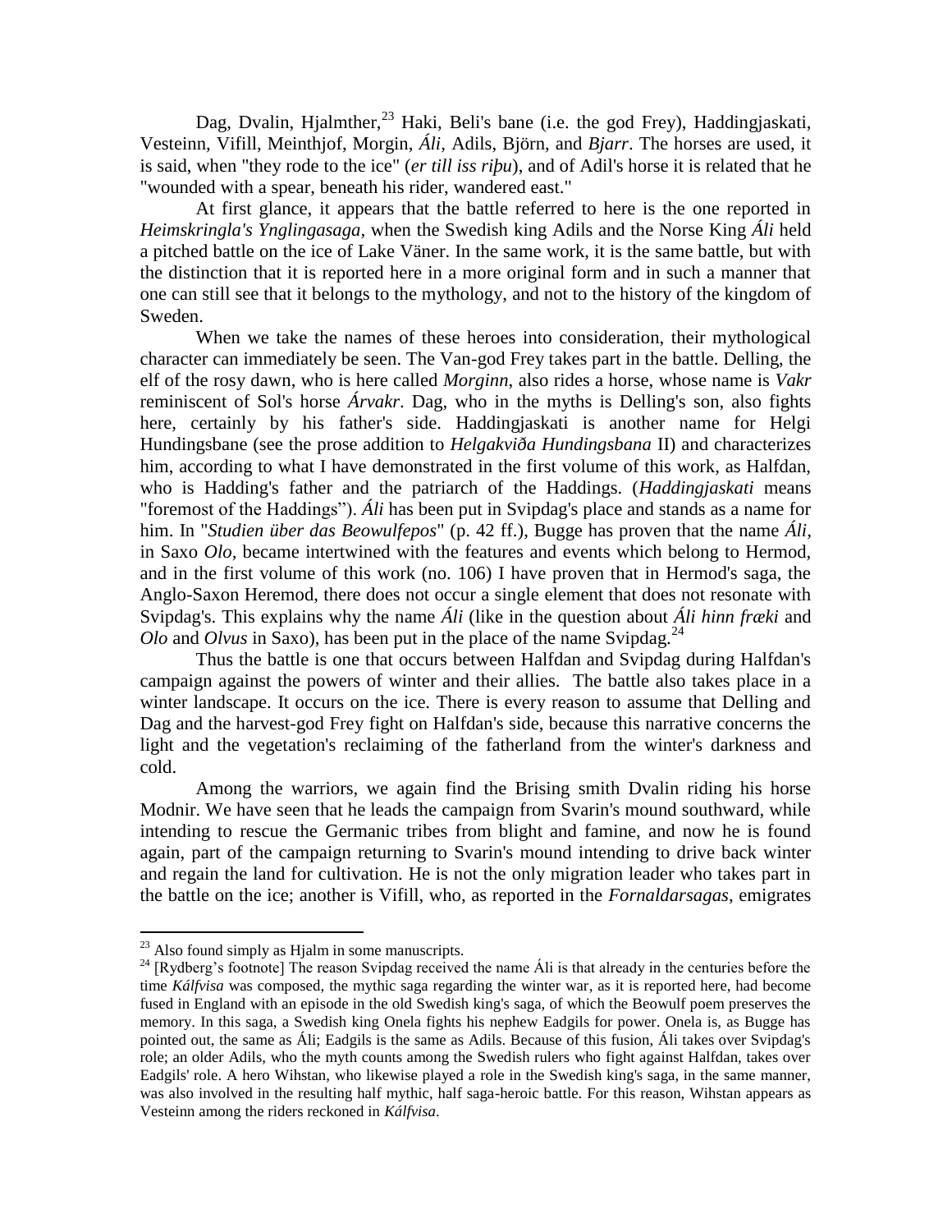Dag, Dvalin, Hjalmther,[23] Haki, Beli's bane (i.e. the god Frey), Haddingjaskati, Vesteinn, Vifill, Meinthjof, Morgin, *Áli*, Adils, Björn, and *Bjarr*. The horses are used, it is said, when "they rode to the ice" (*er till iss riþu*), and of Adil's horse it is related that he "wounded with a spear, beneath his rider, wandered east."

At first glance, it appears that the battle referred to here is the one reported in *Heimskringla's Ynglingasaga*, when the Swedish king Adils and the Norse King *Áli* held a pitched battle on the ice of Lake Väner. In the same work, it is the same battle, but with the distinction that it is reported here in a more original form and in such a manner that one can still see that it belongs to the mythology, and not to the history of the kingdom of Sweden.

When we take the names of these heroes into consideration, their mythological character can immediately be seen. The Van-god Frey takes part in the battle. Delling, the elf of the rosy dawn, who is here called *Morginn*, also rides a horse, whose name is *Vakr* reminiscent of Sol's horse *Árvakr*. Dag, who in the myths is Delling's son, also fights here, certainly by his father's side. Haddingjaskati is another name for Helgi Hundingsbane (see the prose addition to *Helgakviða Hundingsbana* II) and characterizes him, according to what I have demonstrated in the first volume of this work, as Halfdan, who is Hadding's father and the patriarch of the Haddings. (*Haddingjaskati* means "foremost of the Haddings"). *Áli* has been put in Svipdag's place and stands as a name for him. In "*Studien über das Beowulfepos*" (p. 42 ff.), Bugge has proven that the name *Áli*, in Saxo *Olo*, became intertwined with the features and events which belong to Hermod, and in the first volume of this work (no. 106) I have proven that in Hermod's saga, the Anglo-Saxon Heremod, there does not occur a single element that does not resonate with Svipdag's. This explains why the name *Áli* (like in the question about *Áli hinn frœki* and *Olo* and *Olvus* in Saxo), has been put in the place of the name Svipdag.[24]

Thus the battle is one that occurs between Halfdan and Svipdag during Halfdan's campaign against the powers of winter and their allies. The battle also takes place in a winter landscape. It occurs on the ice. There is every reason to assume that Delling and Dag and the harvest-god Frey fight on Halfdan's side, because this narrative concerns the light and the vegetation's reclaiming of the fatherland from the winter's darkness and cold.

Among the warriors, we again find the Brising smith Dvalin riding his horse Modnir. We have seen that he leads the campaign from Svarin's mound southward, while intending to rescue the Germanic tribes from blight and famine, and now he is found again, part of the campaign returning to Svarin's mound intending to drive back winter and regain the land for cultivation. He is not the only migration leader who takes part in the battle on the ice; another is Vifill, who, as reported in the *Fornaldarsagas*, emigrates

---

[23] Also found simply as Hjalm in some manuscripts.

[24] [Rydberg's footnote] The reason Svipdag received the name Áli is that already in the centuries before the time *Kálfvisa* was composed, the mythic saga regarding the winter war, as it is reported here, had become fused in England with an episode in the old Swedish king's saga, of which the Beowulf poem preserves the memory. In this saga, a Swedish king Onela fights his nephew Eadgils for power. Onela is, as Bugge has pointed out, the same as Áli; Eadgils is the same as Adils. Because of this fusion, Áli takes over Svipdag's role; an older Adils, who the myth counts among the Swedish rulers who fight against Halfdan, takes over Eadgils' role. A hero Wihstan, who likewise played a role in the Swedish king's saga, in the same manner, was also involved in the resulting half mythic, half saga-heroic battle. For this reason, Wihstan appears as Vesteinn among the riders reckoned in *Kálfvisa*.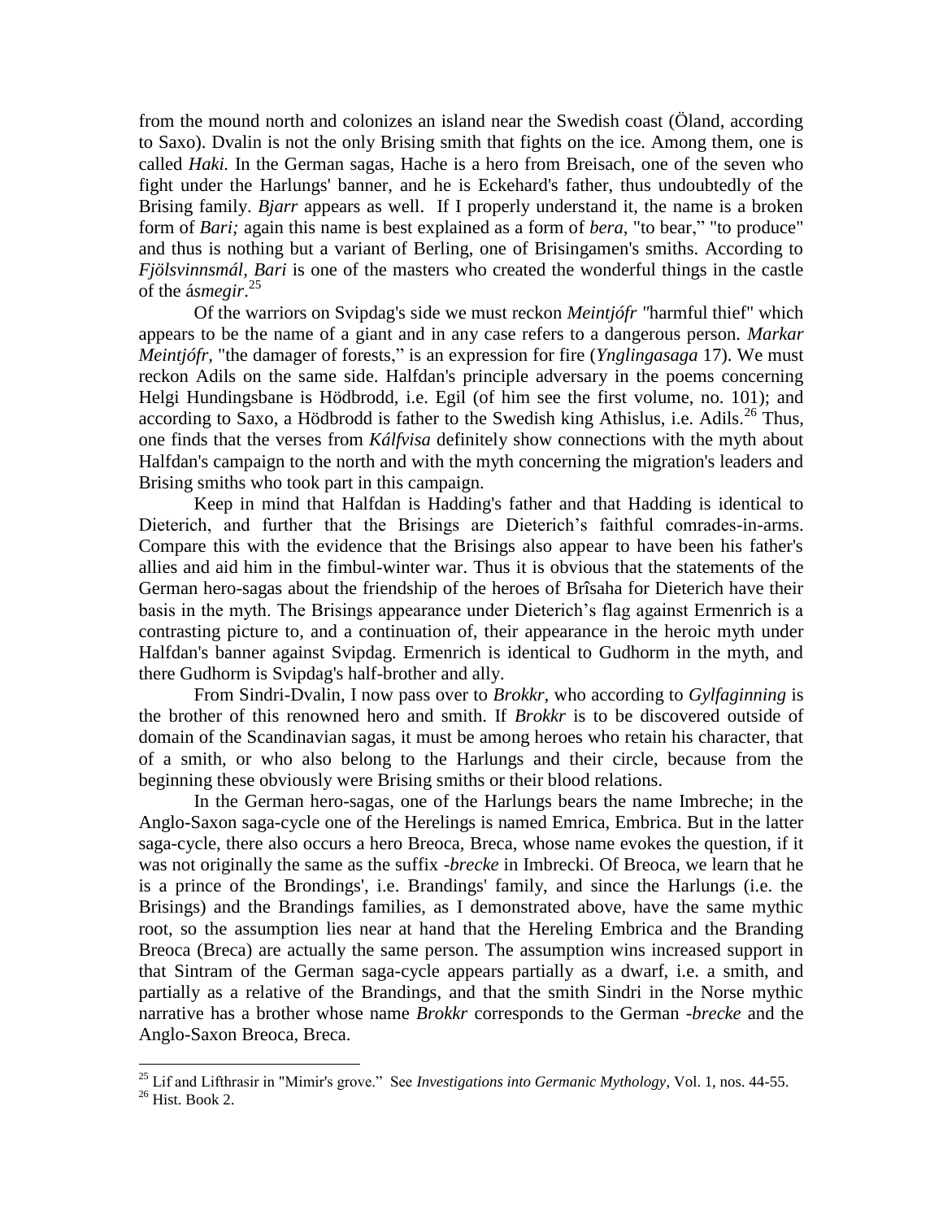from the mound north and colonizes an island near the Swedish coast (Öland, according to Saxo). Dvalin is not the only Brising smith that fights on the ice. Among them, one is called *Haki.* In the German sagas, Hache is a hero from Breisach, one of the seven who fight under the Harlungs' banner, and he is Eckehard's father, thus undoubtedly of the Brising family. *Bjarr* appears as well. If I properly understand it, the name is a broken form of *Bari;* again this name is best explained as a form of *bera*, "to bear," "to produce" and thus is nothing but a variant of Berling, one of Brisingamen's smiths. According to *Fjölsvinnsmál, Bari* is one of the masters who created the wonderful things in the castle of the á*smegir*.[25]

Of the warriors on Svipdag's side we must reckon *Meintjófr "*harmful thief" which appears to be the name of a giant and in any case refers to a dangerous person. *Markar Meintjófr,* "the damager of forests," is an expression for fire (*Ynglingasaga* 17). We must reckon Adils on the same side. Halfdan's principle adversary in the poems concerning Helgi Hundingsbane is Hödbrodd, i.e. Egil (of him see the first volume, no. 101); and according to Saxo, a Hödbrodd is father to the Swedish king Athislus, i.e. Adils.[26] Thus, one finds that the verses from *Kálfvisa* definitely show connections with the myth about Halfdan's campaign to the north and with the myth concerning the migration's leaders and Brising smiths who took part in this campaign.

Keep in mind that Halfdan is Hadding's father and that Hadding is identical to Dieterich, and further that the Brisings are Dieterich's faithful comrades-in-arms. Compare this with the evidence that the Brisings also appear to have been his father's allies and aid him in the fimbul-winter war. Thus it is obvious that the statements of the German hero-sagas about the friendship of the heroes of Brîsaha for Dieterich have their basis in the myth. The Brisings appearance under Dieterich's flag against Ermenrich is a contrasting picture to, and a continuation of, their appearance in the heroic myth under Halfdan's banner against Svipdag. Ermenrich is identical to Gudhorm in the myth, and there Gudhorm is Svipdag's half-brother and ally.

From Sindri-Dvalin, I now pass over to *Brokkr*, who according to *Gylfaginning* is the brother of this renowned hero and smith. If *Brokkr* is to be discovered outside of domain of the Scandinavian sagas, it must be among heroes who retain his character, that of a smith, or who also belong to the Harlungs and their circle, because from the beginning these obviously were Brising smiths or their blood relations.

In the German hero-sagas, one of the Harlungs bears the name Imbreche; in the Anglo-Saxon saga-cycle one of the Herelings is named Emrica, Embrica. But in the latter saga-cycle, there also occurs a hero Breoca, Breca, whose name evokes the question, if it was not originally the same as the suffix *-brecke* in Imbrecki. Of Breoca, we learn that he is a prince of the Brondings', i.e. Brandings' family, and since the Harlungs (i.e. the Brisings) and the Brandings families, as I demonstrated above, have the same mythic root, so the assumption lies near at hand that the Hereling Embrica and the Branding Breoca (Breca) are actually the same person. The assumption wins increased support in that Sintram of the German saga-cycle appears partially as a dwarf, i.e. a smith, and partially as a relative of the Brandings, and that the smith Sindri in the Norse mythic narrative has a brother whose name *Brokkr* corresponds to the German *-brecke* and the Anglo-Saxon Breoca, Breca.

---

[25] Lif and Lifthrasir in "Mimir's grove." See *Investigations into Germanic Mythology*, Vol. 1, nos. 44-55.

[26] Hist. Book 2.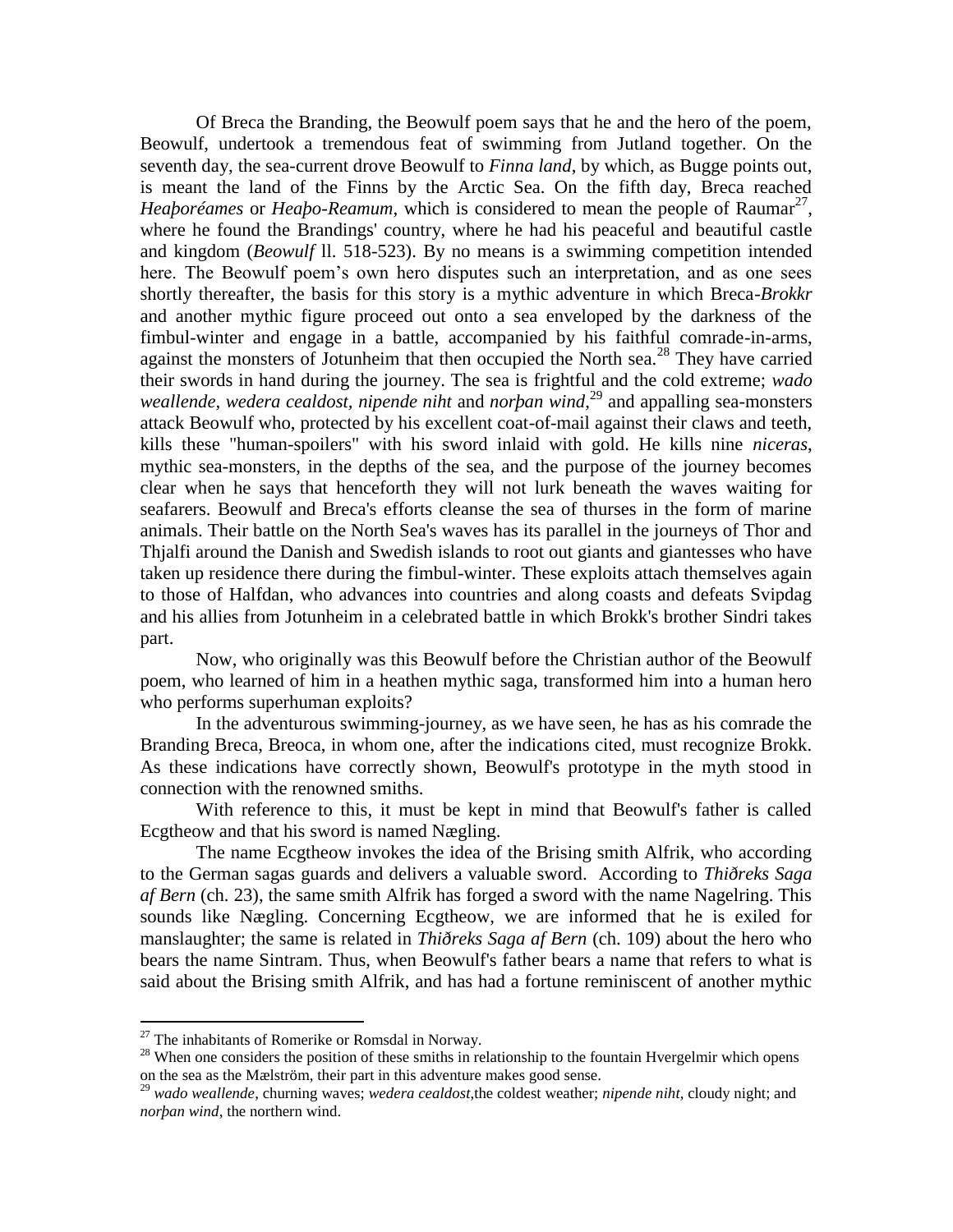Of Breca the Branding, the Beowulf poem says that he and the hero of the poem, Beowulf, undertook a tremendous feat of swimming from Jutland together. On the seventh day, the sea-current drove Beowulf to *Finna land*, by which, as Bugge points out, is meant the land of the Finns by the Arctic Sea. On the fifth day, Breca reached *Heaþoréames* or *Heaþo-Reamum*, which is considered to mean the people of Raumar[27], where he found the Brandings' country, where he had his peaceful and beautiful castle and kingdom (*Beowulf* ll. 518-523). By no means is a swimming competition intended here. The Beowulf poem's own hero disputes such an interpretation, and as one sees shortly thereafter, the basis for this story is a mythic adventure in which Breca-*Brokkr* and another mythic figure proceed out onto a sea enveloped by the darkness of the fimbul-winter and engage in a battle, accompanied by his faithful comrade-in-arms, against the monsters of Jotunheim that then occupied the North sea.[28] They have carried their swords in hand during the journey. The sea is frightful and the cold extreme; *wado weallende*, *wedera cealdost*, *nipende niht* and *norþan wind*,[29] and appalling sea-monsters attack Beowulf who, protected by his excellent coat-of-mail against their claws and teeth, kills these "human-spoilers" with his sword inlaid with gold. He kills nine *niceras*, mythic sea-monsters, in the depths of the sea, and the purpose of the journey becomes clear when he says that henceforth they will not lurk beneath the waves waiting for seafarers. Beowulf and Breca's efforts cleanse the sea of thurses in the form of marine animals. Their battle on the North Sea's waves has its parallel in the journeys of Thor and Thjalfi around the Danish and Swedish islands to root out giants and giantesses who have taken up residence there during the fimbul-winter. These exploits attach themselves again to those of Halfdan, who advances into countries and along coasts and defeats Svipdag and his allies from Jotunheim in a celebrated battle in which Brokk's brother Sindri takes part.

Now, who originally was this Beowulf before the Christian author of the Beowulf poem, who learned of him in a heathen mythic saga, transformed him into a human hero who performs superhuman exploits?

In the adventurous swimming-journey, as we have seen, he has as his comrade the Branding Breca, Breoca, in whom one, after the indications cited, must recognize Brokk. As these indications have correctly shown, Beowulf's prototype in the myth stood in connection with the renowned smiths.

With reference to this, it must be kept in mind that Beowulf's father is called Ecgtheow and that his sword is named Nægling.

The name Ecgtheow invokes the idea of the Brising smith Alfrik, who according to the German sagas guards and delivers a valuable sword. According to *Thiðreks Saga af Bern* (ch. 23), the same smith Alfrik has forged a sword with the name Nagelring. This sounds like Nægling. Concerning Ecgtheow, we are informed that he is exiled for manslaughter; the same is related in *Thiðreks Saga af Bern* (ch. 109) about the hero who bears the name Sintram. Thus, when Beowulf's father bears a name that refers to what is said about the Brising smith Alfrik, and has had a fortune reminiscent of another mythic

---

[27] The inhabitants of Romerike or Romsdal in Norway.

[28] When one considers the position of these smiths in relationship to the fountain Hvergelmir which opens on the sea as the Mælström, their part in this adventure makes good sense.

[29] *wado weallende*, churning waves; *wedera cealdost*, the coldest weather; *nipende niht*, cloudy night; and *norþan wind*, the northern wind.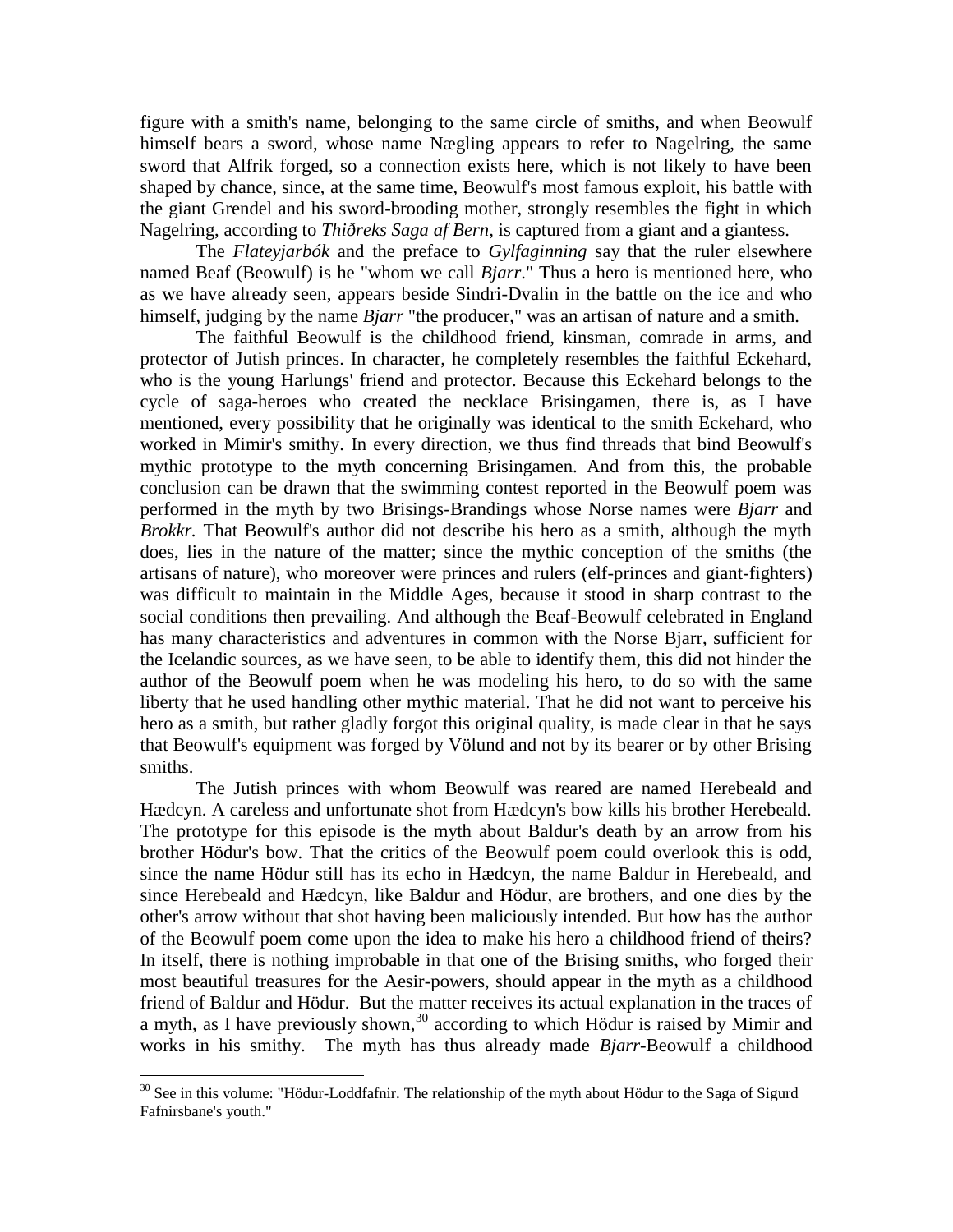figure with a smith's name, belonging to the same circle of smiths, and when Beowulf himself bears a sword, whose name Nægling appears to refer to Nagelring, the same sword that Alfrik forged, so a connection exists here, which is not likely to have been shaped by chance, since, at the same time, Beowulf's most famous exploit, his battle with the giant Grendel and his sword-brooding mother, strongly resembles the fight in which Nagelring, according to *Thiðreks Saga af Bern*, is captured from a giant and a giantess.

The *Flateyjarbók* and the preface to *Gylfaginning* say that the ruler elsewhere named Beaf (Beowulf) is he "whom we call *Bjarr*." Thus a hero is mentioned here, who as we have already seen, appears beside Sindri-Dvalin in the battle on the ice and who himself, judging by the name *Bjarr* "the producer," was an artisan of nature and a smith.

The faithful Beowulf is the childhood friend, kinsman, comrade in arms, and protector of Jutish princes. In character, he completely resembles the faithful Eckehard, who is the young Harlungs' friend and protector. Because this Eckehard belongs to the cycle of saga-heroes who created the necklace Brisingamen, there is, as I have mentioned, every possibility that he originally was identical to the smith Eckehard, who worked in Mimir's smithy. In every direction, we thus find threads that bind Beowulf's mythic prototype to the myth concerning Brisingamen. And from this, the probable conclusion can be drawn that the swimming contest reported in the Beowulf poem was performed in the myth by two Brisings-Brandings whose Norse names were *Bjarr* and *Brokkr.* That Beowulf's author did not describe his hero as a smith, although the myth does, lies in the nature of the matter; since the mythic conception of the smiths (the artisans of nature), who moreover were princes and rulers (elf-princes and giant-fighters) was difficult to maintain in the Middle Ages, because it stood in sharp contrast to the social conditions then prevailing. And although the Beaf-Beowulf celebrated in England has many characteristics and adventures in common with the Norse Bjarr, sufficient for the Icelandic sources, as we have seen, to be able to identify them, this did not hinder the author of the Beowulf poem when he was modeling his hero, to do so with the same liberty that he used handling other mythic material. That he did not want to perceive his hero as a smith, but rather gladly forgot this original quality, is made clear in that he says that Beowulf's equipment was forged by Völund and not by its bearer or by other Brising smiths.

The Jutish princes with whom Beowulf was reared are named Herebeald and Hædcyn. A careless and unfortunate shot from Hædcyn's bow kills his brother Herebeald. The prototype for this episode is the myth about Baldur's death by an arrow from his brother Hödur's bow. That the critics of the Beowulf poem could overlook this is odd, since the name Hödur still has its echo in Hædcyn, the name Baldur in Herebeald, and since Herebeald and Hædcyn, like Baldur and Hödur, are brothers, and one dies by the other's arrow without that shot having been maliciously intended. But how has the author of the Beowulf poem come upon the idea to make his hero a childhood friend of theirs? In itself, there is nothing improbable in that one of the Brising smiths, who forged their most beautiful treasures for the Aesir-powers, should appear in the myth as a childhood friend of Baldur and Hödur. But the matter receives its actual explanation in the traces of a myth, as I have previously shown,[30] according to which Hödur is raised by Mimir and works in his smithy. The myth has thus already made *Bjarr*-Beowulf a childhood

[30] See in this volume: "Hödur-Loddfafnir. The relationship of the myth about Hödur to the Saga of Sigurd Fafnirsbane's youth."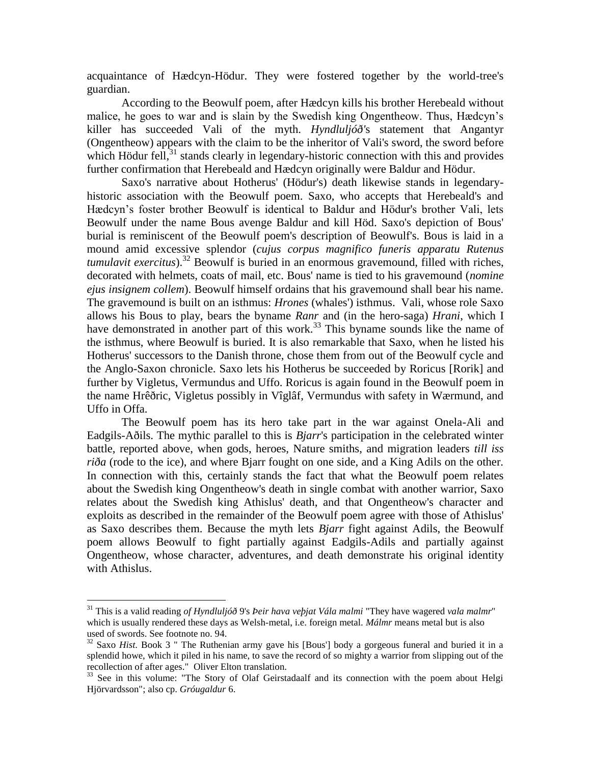acquaintance of Hædcyn-Hödur. They were fostered together by the world-tree's guardian.

According to the Beowulf poem, after Hædcyn kills his brother Herebeald without malice, he goes to war and is slain by the Swedish king Ongentheow. Thus, Hædcyn's killer has succeeded Vali of the myth. *Hyndluljóð*'s statement that Angantyr (Ongentheow) appears with the claim to be the inheritor of Vali's sword, the sword before which Hödur fell,[31] stands clearly in legendary-historic connection with this and provides further confirmation that Herebeald and Hædcyn originally were Baldur and Hödur.

Saxo's narrative about Hotherus' (Hödur's) death likewise stands in legendary-historic association with the Beowulf poem. Saxo, who accepts that Herebeald's and Hædcyn's foster brother Beowulf is identical to Baldur and Hödur's brother Vali, lets Beowulf under the name Bous avenge Baldur and kill Höd. Saxo's depiction of Bous' burial is reminiscent of the Beowulf poem's description of Beowulf's. Bous is laid in a mound amid excessive splendor (*cujus corpus magnifico funeris apparatu Rutenus tumulavit exercitus*).[32] Beowulf is buried in an enormous gravemound, filled with riches, decorated with helmets, coats of mail, etc. Bous' name is tied to his gravemound (*nomine ejus insignem collem*). Beowulf himself ordains that his gravemound shall bear his name. The gravemound is built on an isthmus: *Hrones* (whales') isthmus. Vali, whose role Saxo allows his Bous to play, bears the byname *Ranr* and (in the hero-saga) *Hrani*, which I have demonstrated in another part of this work.[33] This byname sounds like the name of the isthmus, where Beowulf is buried. It is also remarkable that Saxo, when he listed his Hotherus' successors to the Danish throne, chose them from out of the Beowulf cycle and the Anglo-Saxon chronicle. Saxo lets his Hotherus be succeeded by Roricus [Rorik] and further by Vigletus, Vermundus and Uffo. Roricus is again found in the Beowulf poem in the name Hrêðric, Vigletus possibly in Vîglâf, Vermundus with safety in Wærmund, and Uffo in Offa.

The Beowulf poem has its hero take part in the war against Onela-Ali and Eadgils-Aðils. The mythic parallel to this is *Bjarr*'s participation in the celebrated winter battle, reported above, when gods, heroes, Nature smiths, and migration leaders *till iss riða* (rode to the ice), and where Bjarr fought on one side, and a King Adils on the other. In connection with this, certainly stands the fact that what the Beowulf poem relates about the Swedish king Ongentheow's death in single combat with another warrior, Saxo relates about the Swedish king Athislus' death, and that Ongentheow's character and exploits as described in the remainder of the Beowulf poem agree with those of Athislus' as Saxo describes them. Because the myth lets *Bjarr* fight against Adils, the Beowulf poem allows Beowulf to fight partially against Eadgils-Adils and partially against Ongentheow, whose character, adventures, and death demonstrate his original identity with Athislus.

---

[31] This is a valid reading *of Hyndluljóð* 9's *Þeir hava veþjat Vála malmi* "They have wagered *vala malmr*" which is usually rendered these days as Welsh-metal, i.e. foreign metal. *Málmr* means metal but is also used of swords. See footnote no. 94.

[32] Saxo *Hist.* Book 3 " The Ruthenian army gave his [Bous'] body a gorgeous funeral and buried it in a splendid howe, which it piled in his name, to save the record of so mighty a warrior from slipping out of the recollection of after ages." Oliver Elton translation.

[33] See in this volume: "The Story of Olaf Geirstadaalf and its connection with the poem about Helgi Hjörvardsson"; also cp. *Gróugaldur* 6.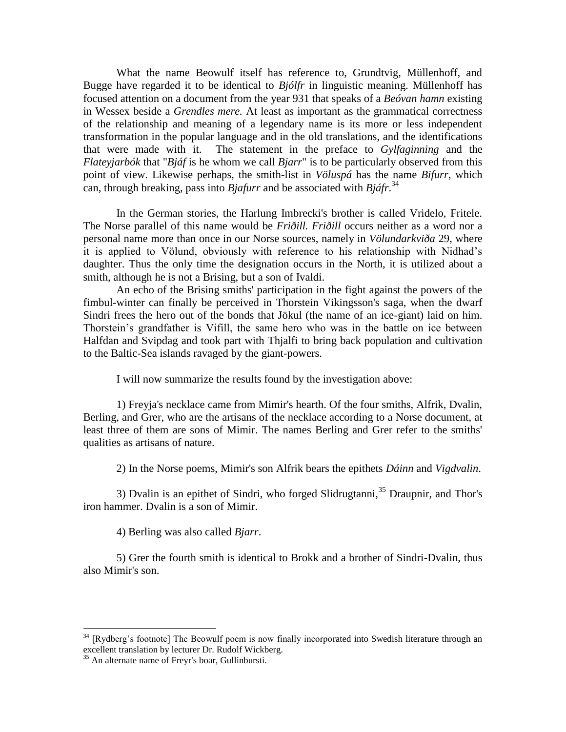What the name Beowulf itself has reference to, Grundtvig, Müllenhoff, and Bugge have regarded it to be identical to *Bjólfr* in linguistic meaning. Müllenhoff has focused attention on a document from the year 931 that speaks of a *Beóvan hamn* existing in Wessex beside a *Grendles mere.* At least as important as the grammatical correctness of the relationship and meaning of a legendary name is its more or less independent transformation in the popular language and in the old translations, and the identifications that were made with it. The statement in the preface to *Gylfaginning* and the *Flateyjarbók* that "*Bjáf* is he whom we call *Bjarr*" is to be particularly observed from this point of view. Likewise perhaps, the smith-list in *Völuspá* has the name *Bifurr*, which can, through breaking, pass into *Bjafurr* and be associated with *Bjáfr*.[34]

In the German stories, the Harlung Imbrecki's brother is called Vridelo, Fritele. The Norse parallel of this name would be *Friðill. Friðill* occurs neither as a word nor a personal name more than once in our Norse sources, namely in *Völundarkviða* 29, where it is applied to Völund, obviously with reference to his relationship with Nidhad's daughter. Thus the only time the designation occurs in the North, it is utilized about a smith, although he is not a Brising, but a son of Ivaldi.

An echo of the Brising smiths' participation in the fight against the powers of the fimbul-winter can finally be perceived in Thorstein Vikingsson's saga, when the dwarf Sindri frees the hero out of the bonds that Jökul (the name of an ice-giant) laid on him. Thorstein's grandfather is Vifill, the same hero who was in the battle on ice between Halfdan and Svipdag and took part with Thjalfi to bring back population and cultivation to the Baltic-Sea islands ravaged by the giant-powers.

I will now summarize the results found by the investigation above:

1) Freyja's necklace came from Mimir's hearth. Of the four smiths, Alfrik, Dvalin, Berling, and Grer, who are the artisans of the necklace according to a Norse document, at least three of them are sons of Mimir. The names Berling and Grer refer to the smiths' qualities as artisans of nature.

2) In the Norse poems, Mimir's son Alfrik bears the epithets *Dáinn* and *Vigdvalin*.

3) Dvalin is an epithet of Sindri, who forged Slidrugtanni,[35] Draupnir, and Thor's iron hammer. Dvalin is a son of Mimir.

4) Berling was also called *Bjarr*.

5) Grer the fourth smith is identical to Brokk and a brother of Sindri-Dvalin, thus also Mimir's son.

---

[34] [Rydberg's footnote] The Beowulf poem is now finally incorporated into Swedish literature through an excellent translation by lecturer Dr. Rudolf Wickberg.

[35] An alternate name of Freyr's boar, Gullinbursti.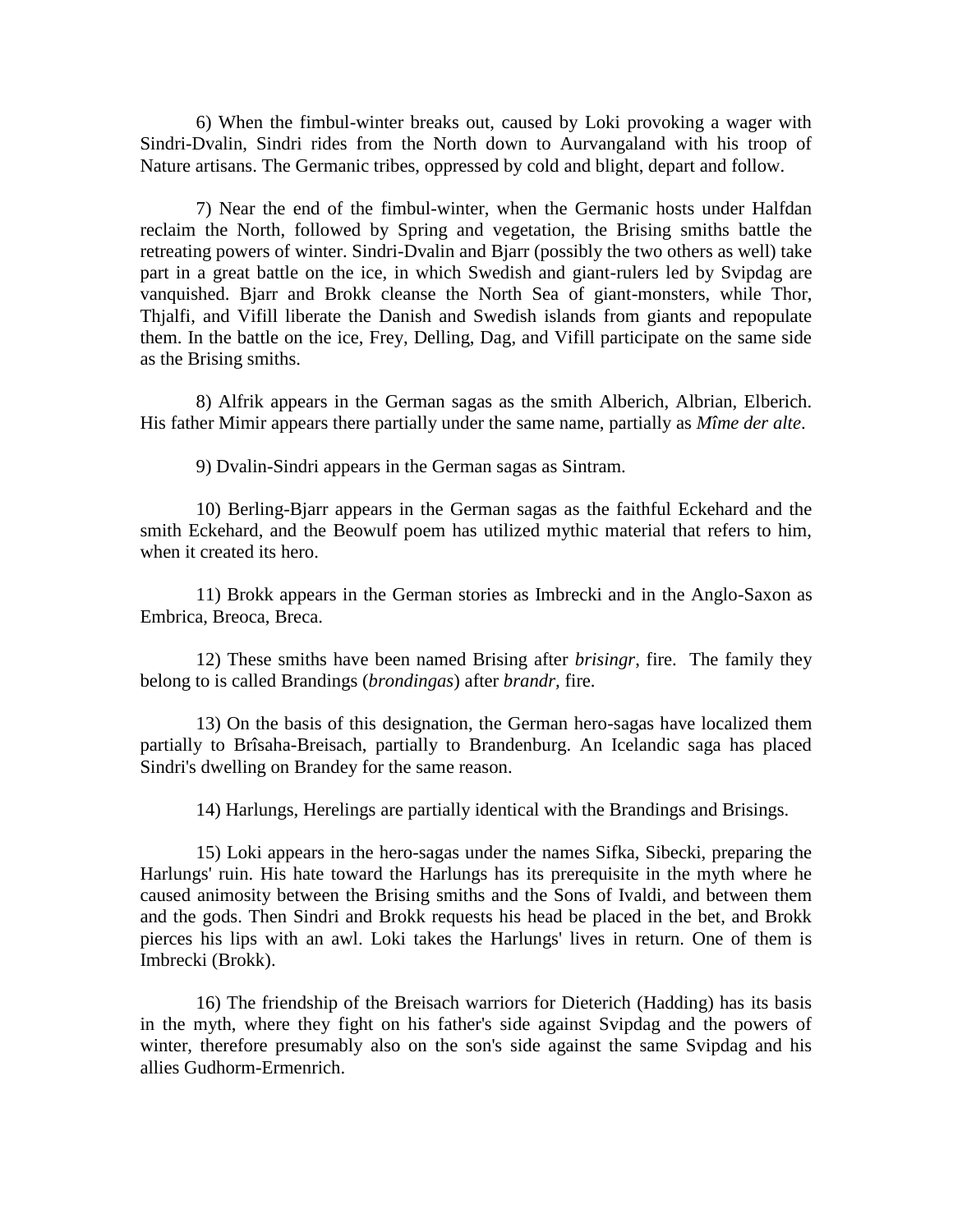6) When the fimbul-winter breaks out, caused by Loki provoking a wager with Sindri-Dvalin, Sindri rides from the North down to Aurvangaland with his troop of Nature artisans. The Germanic tribes, oppressed by cold and blight, depart and follow.

7) Near the end of the fimbul-winter, when the Germanic hosts under Halfdan reclaim the North, followed by Spring and vegetation, the Brising smiths battle the retreating powers of winter. Sindri-Dvalin and Bjarr (possibly the two others as well) take part in a great battle on the ice, in which Swedish and giant-rulers led by Svipdag are vanquished. Bjarr and Brokk cleanse the North Sea of giant-monsters, while Thor, Thjalfi, and Vifill liberate the Danish and Swedish islands from giants and repopulate them. In the battle on the ice, Frey, Delling, Dag, and Vifill participate on the same side as the Brising smiths.

8) Alfrik appears in the German sagas as the smith Alberich, Albrian, Elberich. His father Mimir appears there partially under the same name, partially as *Mîme der alte*.

9) Dvalin-Sindri appears in the German sagas as Sintram.

10) Berling-Bjarr appears in the German sagas as the faithful Eckehard and the smith Eckehard, and the Beowulf poem has utilized mythic material that refers to him, when it created its hero.

11) Brokk appears in the German stories as Imbrecki and in the Anglo-Saxon as Embrica, Breoca, Breca.

12) These smiths have been named Brising after *brisingr*, fire. The family they belong to is called Brandings (*brondingas*) after *brandr*, fire.

13) On the basis of this designation, the German hero-sagas have localized them partially to Brîsaha-Breisach, partially to Brandenburg. An Icelandic saga has placed Sindri's dwelling on Brandey for the same reason.

14) Harlungs, Herelings are partially identical with the Brandings and Brisings.

15) Loki appears in the hero-sagas under the names Sifka, Sibecki, preparing the Harlungs' ruin. His hate toward the Harlungs has its prerequisite in the myth where he caused animosity between the Brising smiths and the Sons of Ivaldi, and between them and the gods. Then Sindri and Brokk requests his head be placed in the bet, and Brokk pierces his lips with an awl. Loki takes the Harlungs' lives in return. One of them is Imbrecki (Brokk).

16) The friendship of the Breisach warriors for Dieterich (Hadding) has its basis in the myth, where they fight on his father's side against Svipdag and the powers of winter, therefore presumably also on the son's side against the same Svipdag and his allies Gudhorm-Ermenrich.